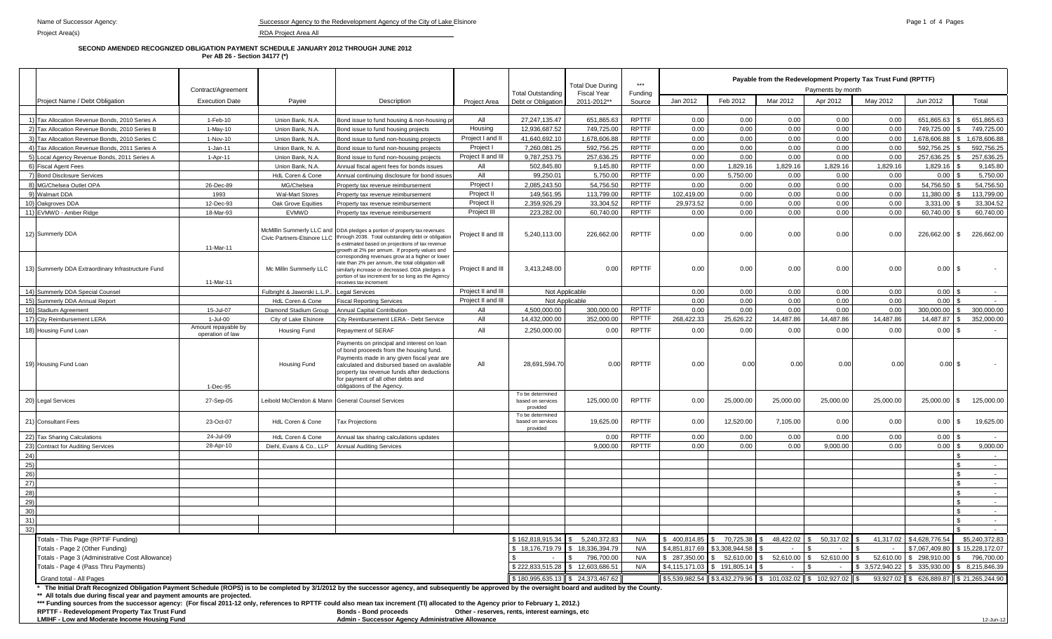Name of Successor Agency: Successor Agency to the Redevelopment Agency of the City of Lake Elsinore

Project Area(s) RDA Project Area All

**SECOND AMENDED RECOGNIZED OBLIGATION PAYMENT SCHEDULE JANUARY 2012 THROUGH JUNE 2012**
**Per AB 26 - Section 34177 (*)**

| | Project Name / Debt Obligation | Contract/Agreement Execution Date | Payee | Description | Project Area | Total Outstanding Debt or Obligation | Total Due During Fiscal Year 2011-2012** | *** Funding Source | Payable from the Redevelopment Property Tax Trust Fund (RPTTF) Payments by month Jan 2012 | Feb 2012 | Mar 2012 | Apr 2012 | May 2012 | Jun 2012 | Total |
|---|---|---|---|---|---|---|---|---|---|---|---|---|---|---|---|
| 1) | Tax Allocation Revenue Bonds, 2010 Series A | 1-Feb-10 | Union Bank, N.A. | Bond issue to fund housing & non-housing pr | All | 27,247,135.47 | 651,865.63 | RPTTF | 0.00 | 0.00 | 0.00 | 0.00 | 0.00 | 651,865.63 | $ 651,865.63 |
| 2) | Tax Allocation Revenue Bonds, 2010 Series B | 1-May-10 | Union Bank, N.A. | Bond issue to fund housing projects | Housing | 12,936,687.52 | 749,725.00 | RPTTF | 0.00 | 0.00 | 0.00 | 0.00 | 0.00 | 749,725.00 | $ 749,725.00 |
| 3) | Tax Allocation Revenue Bonds, 2010 Series C | 1-Nov-10 | Union Bank, N.A. | Bond issue to fund non-housing projects | Project I and II | 41,640,692.10 | 1,678,606.88 | RPTTF | 0.00 | 0.00 | 0.00 | 0.00 | 0.00 | 1,678,606.88 | $ 1,678,606.88 |
| 4) | Tax Allocation Revenue Bonds, 2011 Series A | 1-Jan-11 | Union Bank, N. A. | Bond issue to fund non-housing projects | Project I | 7,260,081.25 | 592,756.25 | RPTTF | 0.00 | 0.00 | 0.00 | 0.00 | 0.00 | 592,756.25 | $ 592,756.25 |
| 5) | Local Agency Revenue Bonds, 2011 Series A | 1-Apr-11 | Union Bank, N.A. | Bond issue to fund non-housing projects | Project II and III | 9,787,253.75 | 257,636.25 | RPTTF | 0.00 | 0.00 | 0.00 | 0.00 | 0.00 | 257,636.25 | $ 257,636.25 |
| 6) | Fiscal Agent Fees | | Union Bank, N.A. | Annual fiscal agent fees for bonds issues | All | 502,845.80 | 9,145.80 | RPTTF | 0.00 | 1,829.16 | 1,829.16 | 1,829.16 | 1,829.16 | 1,829.16 | $ 9,145.80 |
| 7) | Bond Disclosure Services | | HdL Coren & Cone | Annual continuing disclosure for bond issues | All | 99,250.01 | 5,750.00 | RPTTF | 0.00 | 5,750.00 | 0.00 | 0.00 | 0.00 | 0.00 | $ 5,750.00 |
| 8) | MG/Chelsea Outlet OPA | 26-Dec-89 | MG/Chelsea | Property tax revenue reimbursement | Project I | 2,085,243.50 | 54,756.50 | RPTTF | 0.00 | 0.00 | 0.00 | 0.00 | 0.00 | 54,756.50 | $ 54,756.50 |
| 9) | Walmart DDA | 1993 | Wal-Mart Stores | Property tax revenue reimbursement | Project II | 149,561.95 | 113,799.00 | RPTTF | 102,419.00 | 0.00 | 0.00 | 0.00 | 0.00 | 11,380.00 | $ 113,799.00 |
| 10) | Oakgroves DDA | 12-Dec-93 | Oak Grove Equities | Property tax revenue reimbursement | Project II | 2,359,926.29 | 33,304.52 | RPTTF | 29,973.52 | 0.00 | 0.00 | 0.00 | 0.00 | 3,331.00 | $ 33,304.52 |
| 11) | EVMWD - Amber Ridge | 18-Mar-93 | EVMWD | Property tax revenue reimbursement | Project III | 223,282.00 | 60,740.00 | RPTTF | 0.00 | 0.00 | 0.00 | 0.00 | 0.00 | 60,740.00 | $ 60,740.00 |
| 12) | Summerly DDA | 11-Mar-11 | McMillin Summerly LLC and Civic Partners-Elsinore LLC | DDA pledges a portion of property tax revenues through 2038. Total outstanding debt or obligation is estimated based on projections of tax revenue growth at 2% per annum. If property values and | Project II and III | 5,240,113.00 | 226,662.00 | RPTTF | 0.00 | 0.00 | 0.00 | 0.00 | 0.00 | 226,662.00 | $ 226,662.00 |
| 13) | Summerly DDA Extraordinary Infrastructure Fund | 11-Mar-11 | Mc Millin Summerly LLC | corresponding revenues grow at a higher or lower rate than 2% per annum, the total obligation will similarly increase or decreased. DDA pledges a portion of tax increment for so long as the Agency receives tax increment | Project II and III | 3,413,248.00 | 0.00 | RPTTF | 0.00 | 0.00 | 0.00 | 0.00 | 0.00 | 0.00 | $ - |
| 14) | Summerly DDA Special Counsel | | Fulbright & Jaworski L.L.P. | Legal Services | Project II and III | Not Applicable | | | 0.00 | 0.00 | 0.00 | 0.00 | 0.00 | 0.00 | $ - |
| 15) | Summerly DDA Annual Report | | HdL Coren & Cone | Fiscal Reporting Services | Project II and III | Not Applicable | | | 0.00 | 0.00 | 0.00 | 0.00 | 0.00 | 0.00 | $ - |
| 16) | Stadium Agreement | 15-Jul-07 | Diamond Stadium Group | Annual Capital Contribution | All | 4,500,000.00 | 300,000.00 | RPTTF | 0.00 | 0.00 | 0.00 | 0.00 | 0.00 | 300,000.00 | $ 300,000.00 |
| 17) | City Reimbursement LERA | 1-Jul-00 | City of Lake Elsinore | City Reimbursement LERA - Debt Service | All | 14,432,000.00 | 352,000.00 | RPTTF | 268,422.33 | 25,626.22 | 14,487.86 | 14,487.86 | 14,487.86 | 14,487.87 | $ 352,000.00 |
| 18) | Housing Fund Loan | Amount repayable by operation of law | Housing Fund | Repayment of SERAF | All | 2,250,000.00 | 0.00 | RPTTF | 0.00 | 0.00 | 0.00 | 0.00 | 0.00 | 0.00 | $ - |
| 19) | Housing Fund Loan | 1-Dec-95 | Housing Fund | Payments on principal and interest on loan of bond proceeds from the housing fund. Payments made in any given fiscal year are calculated and disbursed based on available property tax revenue funds after deductions for payment of all other debts and obligations of the Agency. | All | 28,691,594.70 | 0.00 | RPTTF | 0.00 | 0.00 | 0.00 | 0.00 | 0.00 | 0.00 | $ - |
| 20) | Legal Services | 27-Sep-05 | Leibold McClendon & Mann | General Counsel Services | | To be determined based on services provided | 125,000.00 | RPTTF | 0.00 | 25,000.00 | 25,000.00 | 25,000.00 | 25,000.00 | 25,000.00 | $ 125,000.00 |
| 21) | Consultant Fees | 23-Oct-07 | HdL Coren & Cone | Tax Projections | | To be determined based on services provided | 19,625.00 | RPTTF | 0.00 | 12,520.00 | 7,105.00 | 0.00 | 0.00 | 0.00 | $ 19,625.00 |
| 22) | Tax Sharing Calculations | 24-Jul-09 | HdL Coren & Cone | Annual tax sharing calculations updates | | | 0.00 | RPTTF | 0.00 | 0.00 | 0.00 | 0.00 | 0.00 | 0.00 | $ - |
| 23) | Contract for Auditing Services | 28-Apr-10 | Diehl, Evans & Co., LLP | Annual Auditing Services | | | 9,000.00 | RPTTF | 0.00 | 0.00 | 0.00 | 9,000.00 | 0.00 | 0.00 | $ 9,000.00 |
| 24) | | | | | | | | | | | | | | | $ - |
| 25) | | | | | | | | | | | | | | | $ - |
| 26) | | | | | | | | | | | | | | | $ - |
| 27) | | | | | | | | | | | | | | | $ - |
| 28) | | | | | | | | | | | | | | | $ - |
| 29) | | | | | | | | | | | | | | | $ - |
| 30) | | | | | | | | | | | | | | | $ - |
| 31) | | | | | | | | | | | | | | | $ - |
| 32) | | | | | | | | | | | | | | | $ - |
| | Totals - This Page (RPTIF Funding) | | | | | $ 162,818,915.34 | $ 5,240,372.83 | N/A | $ 400,814.85 | $ 70,725.38 | $ 48,422.02 | $ 50,317.02 | $ 41,317.02 | $ 4,628,776.54 | $ 5,240,372.83 |
| | Totals - Page 2 (Other Funding) | | | | | $ 18,176,719.79 | $ 18,336,394.79 | N/A | $ 4,851,817.69 | $ 3,308,944.58 | $ - | $ - | $ - | $ 7,067,409.80 | $ 15,228,172.07 |
| | Totals - Page 3 (Administrative Cost Allowance) | | | | | $ - | $ 796,700.00 | N/A | $ 287,350.00 | $ 52,610.00 | $ 52,610.00 | $ 52,610.00 | $ 52,610.00 | $ 298,910.00 | $ 796,700.00 |
| | Totals - Page 4 (Pass Thru Payments) | | | | | $ 222,833,515.28 | $ 12,603,686.51 | N/A | $ 4,115,171.03 | $ 191,805.14 | $ - | $ - | $ 3,572,940.22 | $ 335,930.00 | $ 8,215,846.39 |
| | Grand total - All Pages | | | | | $ 180,995,635.13 | $ 24,373,467.62 | | $ 5,539,982.54 | $ 3,432,279.96 | $ 101,032.02 | $ 102,927.02 | $ 93,927.02 | $ 626,889.87 | $ 21,265,244.90 |

\* The Initial Draft Recognized Obligation Payment Schedule (ROPS) is to be completed by 3/1/2012 by the successor agency, and subsequently be approved by the oversight board and audited by the County.

\*\* All totals due during fiscal year and payment amounts are projected.

\*\*\* Funding sources from the successor agency: (For fiscal 2011-12 only, references to RPTTF could also mean tax increment (TI) allocated to the Agency prior to February 1, 2012.)

**RPTTF - Redevelopment Property Tax Trust Fund** | **Bonds - Bond proceeds** | **Other - reserves, rents, interest earnings, etc**

**LMIHF - Low and Moderate Income Housing Fund** | **Admin - Successor Agency Administrative Allowance**

12-Jun-12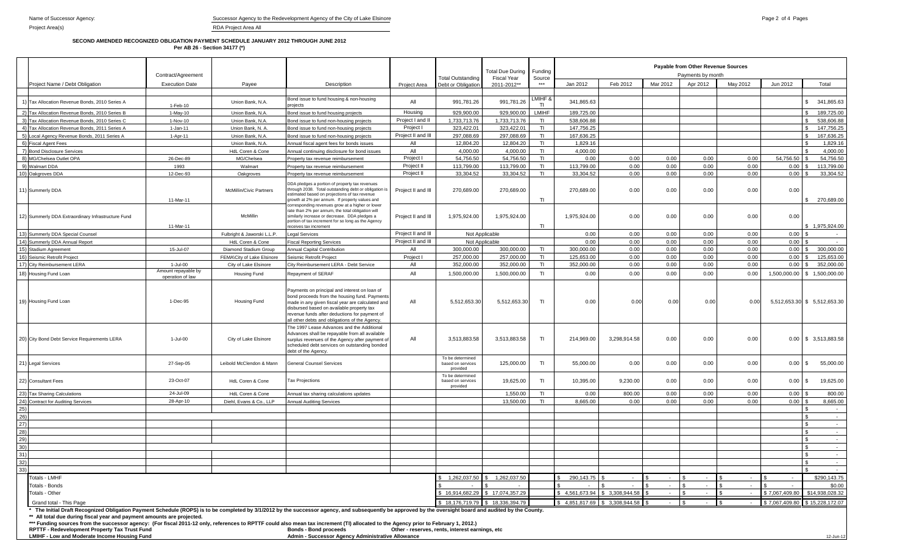Name of Successor Agency: Successor Agency to the Redevelopment Agency of the City of Lake Elsinore

Project Area(s) RDA Project Area All

**SECOND AMENDED RECOGNIZED OBLIGATION PAYMENT SCHEDULE JANUARY 2012 THROUGH JUNE 2012**
**Per AB 26 - Section 34177 (*)**

| | Project Name / Debt Obligation | Contract/Agreement Execution Date | Payee | Description | Project Area | Total Outstanding Debt or Obligation | Total Due During Fiscal Year 2011-2012** | Funding Source *** | Payable from Other Revenue Sources — Payments by month: Jan 2012 | Feb 2012 | Mar 2012 | Apr 2012 | May 2012 | Jun 2012 | Total |
|---|---|---|---|---|---|---|---|---|---|---|---|---|---|---|---|
| 1) | Tax Allocation Revenue Bonds, 2010 Series A | 1-Feb-10 | Union Bank, N.A. | Bond issue to fund housing & non-housing projects | All | 991,781.26 | 991,781.26 | LMIHF & TI | 341,865.63 | | | | | | $ 341,865.63 |
| 2) | Tax Allocation Revenue Bonds, 2010 Series B | 1-May-10 | Union Bank, N.A. | Bond issue to fund housing projects | Housing | 929,900.00 | 929,900.00 | LMIHF | 189,725.00 | | | | | | $ 189,725.00 |
| 3) | Tax Allocation Revenue Bonds, 2010 Series C | 1-Nov-10 | Union Bank, N.A. | Bond issue to fund non-housing projects | Project I and II | 1,733,713.76 | 1,733,713.76 | TI | 538,606.88 | | | | | | $ 538,606.88 |
| 4) | Tax Allocation Revenue Bonds, 2011 Series A | 1-Jan-11 | Union Bank, N. A. | Bond issue to fund non-housing projects | Project I | 323,422.01 | 323,422.01 | TI | 147,756.25 | | | | | | $ 147,756.25 |
| 5) | Local Agency Revenue Bonds, 2011 Series A | 1-Apr-11 | Union Bank, N.A. | Bond issue to fund non-housing projects | Project II and III | 297,088.69 | 297,088.69 | TI | 167,636.25 | | | | | | $ 167,636.25 |
| 6) | Fiscal Agent Fees | | Union Bank, N.A. | Annual fiscal agent fees for bonds issues | All | 12,804.20 | 12,804.20 | TI | 1,829.16 | | | | | | $ 1,829.16 |
| 7) | Bond Disclosure Services | | HdL Coren & Cone | Annual continuing disclosure for bond issues | All | 4,000.00 | 4,000.00 | TI | 4,000.00 | | | | | | $ 4,000.00 |
| 8) | MG/Chelsea Outlet OPA | 26-Dec-89 | MG/Chelsea | Property tax revenue reimbursement | Project I | 54,756.50 | 54,756.50 | TI | 0.00 | 0.00 | 0.00 | 0.00 | 0.00 | 54,756.50 | $ 54,756.50 |
| 9) | Walmart DDA | 1993 | Walmart | Property tax revenue reimbursement | Project II | 113,799.00 | 113,799.00 | TI | 113,799.00 | 0.00 | 0.00 | 0.00 | 0.00 | 0.00 | $ 113,799.00 |
| 10) | Oakgroves DDA | 12-Dec-93 | Oakgroves | Property tax revenue reimbursement | Project II | 33,304.52 | 33,304.52 | TI | 33,304.52 | 0.00 | 0.00 | 0.00 | 0.00 | 0.00 | $ 33,304.52 |
| 11) | Summerly DDA | 11-Mar-11 | McMillin/Civic Partners | DDA pledges a portion of property tax revenues through 2038. Total outstanding debt or obligation is estimated based on projections of tax revenue growth at 2% per annum. If property values and corresponding revenues grow at a higher or lower rate than 2% per annum, the total obligation will similarly increase or decrease. DDA pledges a portion of tax increment for so long as the Agency receives tax increment | Project II and III | 270,689.00 | 270,689.00 | TI | 270,689.00 | 0.00 | 0.00 | 0.00 | 0.00 | 0.00 | $ 270,689.00 |
| 12) | Summerly DDA Extraordinary Infrastructure Fund | 11-Mar-11 | McMillin | | Project II and III | 1,975,924.00 | 1,975,924.00 | TI | 1,975,924.00 | 0.00 | 0.00 | 0.00 | 0.00 | 0.00 | $ 1,975,924.00 |
| 13) | Summerly DDA Special Counsel | | Fulbright & Jaworski L.L.P. | Legal Services | Project II and III | Not Applicable | | | 0.00 | 0.00 | 0.00 | 0.00 | 0.00 | 0.00 | $ - |
| 14) | Summerly DDA Annual Report | | HdL Coren & Cone | Fiscal Reporting Services | Project II and III | Not Applicable | | | 0.00 | 0.00 | 0.00 | 0.00 | 0.00 | 0.00 | $ - |
| 15) | Stadium Agreement | 15-Jul-07 | Diamond Stadium Group | Annual Capital Contribution | All | 300,000.00 | 300,000.00 | TI | 300,000.00 | 0.00 | 0.00 | 0.00 | 0.00 | 0.00 | $ 300,000.00 |
| 16) | Seismic Retrofit Project | | FEMA\City of Lake Elsinore | Seismic Retrofit Project | Project I | 257,000.00 | 257,000.00 | TI | 125,653.00 | 0.00 | 0.00 | 0.00 | 0.00 | 0.00 | $ 125,653.00 |
| 17) | City Reimbursement LERA | 1-Jul-00 | City of Lake Elsinore | City Reimbursement LERA - Debt Service | All | 352,000.00 | 352,000.00 | TI | 352,000.00 | 0.00 | 0.00 | 0.00 | 0.00 | 0.00 | $ 352,000.00 |
| 18) | Housing Fund Loan | Amount repayable by operation of law | Housing Fund | Repayment of SERAF | All | 1,500,000.00 | 1,500,000.00 | TI | 0.00 | 0.00 | 0.00 | 0.00 | 0.00 | 1,500,000.00 | $ 1,500,000.00 |
| 19) | Housing Fund Loan | 1-Dec-95 | Housing Fund | Payments on principal and interest on loan of bond proceeds from the housing fund. Payments made in any given fiscal year are calculated and disbursed based on available property tax revenue funds after deductions for payment of all other debts and obligations of the Agency. | All | 5,512,653.30 | 5,512,653.30 | TI | 0.00 | 0.00 | 0.00 | 0.00 | 0.00 | 5,512,653.30 | $ 5,512,653.30 |
| 20) | City Bond Debt Service Requirements LERA | 1-Jul-00 | City of Lake Elsinore | The 1997 Lease Advances and the Additional Advances shall be repayable from all available surplus revenues of the Agency after payment of scheduled debt services on outstanding bonded debt of the Agency. | All | 3,513,883.58 | 3,513,883.58 | TI | 214,969.00 | 3,298,914.58 | 0.00 | 0.00 | 0.00 | 0.00 | $ 3,513,883.58 |
| 21) | Legal Services | 27-Sep-05 | Leibold McClendon & Mann | General Counsel Services | | To be determined based on services provided | 125,000.00 | TI | 55,000.00 | 0.00 | 0.00 | 0.00 | 0.00 | 0.00 | $ 55,000.00 |
| 22) | Consultant Fees | 23-Oct-07 | HdL Coren & Cone | Tax Projections | | To be determined based on services provided | 19,625.00 | TI | 10,395.00 | 9,230.00 | 0.00 | 0.00 | 0.00 | 0.00 | $ 19,625.00 |
| 23) | Tax Sharing Calculations | 24-Jul-09 | HdL Coren & Cone | Annual tax sharing calculations updates | | | 1,550.00 | TI | 0.00 | 800.00 | 0.00 | 0.00 | 0.00 | 0.00 | $ 800.00 |
| 24) | Contract for Auditing Services | 28-Apr-10 | Diehl, Evans & Co., LLP | Annual Auditing Services | | | 13,500.00 | TI | 8,665.00 | 0.00 | 0.00 | 0.00 | 0.00 | 0.00 | $ 8,665.00 |
| 25) | | | | | | | | | | | | | | | $ - |
| 26) | | | | | | | | | | | | | | | $ - |
| 27) | | | | | | | | | | | | | | | $ - |
| 28) | | | | | | | | | | | | | | | $ - |
| 29) | | | | | | | | | | | | | | | $ - |
| 30) | | | | | | | | | | | | | | | $ - |
| 31) | | | | | | | | | | | | | | | $ - |
| 32) | | | | | | | | | | | | | | | $ - |
| 33) | | | | | | | | | | | | | | | $ - |
| | Totals - LMIHF | | | | | $ 1,262,037.50 | $ 1,262,037.50 | | $ 290,143.75 | $ - | $ - | $ - | $ - | $ - | $290,143.75 |
| | Totals - Bonds | | | | | $ - | $ - | | $ - | $ - | $ - | $ - | $ - | $ - | $0.00 |
| | Totals - Other | | | | | $ 16,914,682.29 | $ 17,074,357.29 | | $ 4,561,673.94 | $ 3,308,944.58 | $ - | $ - | $ - | $ 7,067,409.80 | $14,938,028.32 |
| | Grand total - This Page | | | | | $ 18,176,719.79 | $ 18,336,394.79 | | $ 4,851,817.69 | $ 3,308,944.58 | $ - | $ - | $ - | $ 7,067,409.80 | $ 15,228,172.07 |

\* The Initial Draft Recognized Obligation Payment Schedule (ROPS) is to be completed by 3/1/2012 by the successor agency, and subsequently be approved by the oversight board and audited by the County.

\*\* All total due during fiscal year and payment amounts are projected.

\*\*\* Funding sources from the successor agency: (For fiscal 2011-12 only, references to RPTTF could also mean tax increment (TI) allocated to the Agency prior to February 1, 2012.)

RPTTF - Redevelopment Property Tax Trust Fund | Bonds - Bond proceeds | Other - reserves, rents, interest earnings, etc

LMIHF - Low and Moderate Income Housing Fund | Admin - Successor Agency Administrative Allowance

12-Jun-12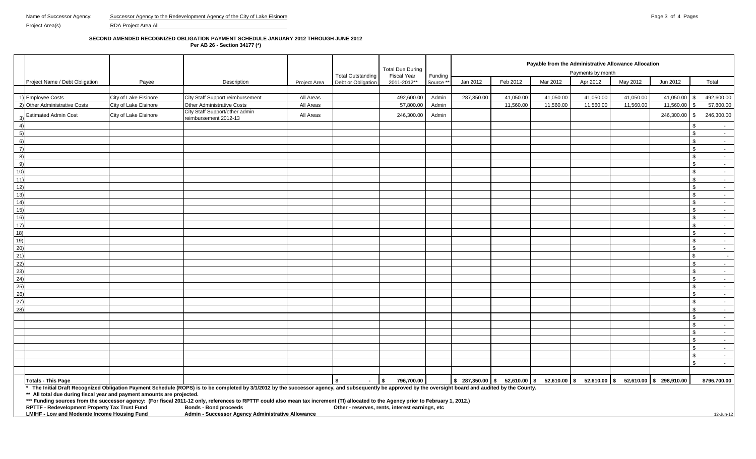Name of Successor Agency: Successor Agency to the Redevelopment Agency of the City of Lake Elsinore

Project Area(s) RDA Project Area All

**SECOND AMENDED RECOGNIZED OBLIGATION PAYMENT SCHEDULE JANUARY 2012 THROUGH JUNE 2012**
**Per AB 26 - Section 34177 (*)**

| | Project Name / Debt Obligation | Payee | Description | Project Area | Total Outstanding Debt or Obligation | Total Due During Fiscal Year 2011-2012** | Funding Source ** | Payable from the Administrative Allowance Allocation | | | | | | |
|---|---|---|---|---|---|---|---|---|---|---|---|---|---|---|
| | | | | | | | | Payments by month | | | | | | |
| | | | | | | | | Jan 2012 | Feb 2012 | Mar 2012 | Apr 2012 | May 2012 | Jun 2012 | Total |
| 1) | Employee Costs | City of Lake Elsinore | City Staff Support reimbursement | All Areas | | 492,600.00 | Admin | 287,350.00 | 41,050.00 | 41,050.00 | 41,050.00 | 41,050.00 | 41,050.00 | $ 492,600.00 |
| 2) | Other Administrative Costs | City of Lake Elsinore | Other Administrative Costs | All Areas | | 57,800.00 | Admin | | 11,560.00 | 11,560.00 | 11,560.00 | 11,560.00 | 11,560.00 | $ 57,800.00 |
| 3) | Estimated Admin Cost | City of Lake Elsinore | City Staff Support/other admin reimbursement 2012-13 | All Areas | | 246,300.00 | Admin | | | | | | 246,300.00 | $ 246,300.00 |
| 4) | | | | | | | | | | | | | | $ - |
| 5) | | | | | | | | | | | | | | $ - |
| 6) | | | | | | | | | | | | | | $ - |
| 7) | | | | | | | | | | | | | | $ - |
| 8) | | | | | | | | | | | | | | $ - |
| 9) | | | | | | | | | | | | | | $ - |
| 10) | | | | | | | | | | | | | | $ - |
| 11) | | | | | | | | | | | | | | $ - |
| 12) | | | | | | | | | | | | | | $ - |
| 13) | | | | | | | | | | | | | | $ - |
| 14) | | | | | | | | | | | | | | $ - |
| 15) | | | | | | | | | | | | | | $ - |
| 16) | | | | | | | | | | | | | | $ - |
| 17) | | | | | | | | | | | | | | $ - |
| 18) | | | | | | | | | | | | | | $ - |
| 19) | | | | | | | | | | | | | | $ - |
| 20) | | | | | | | | | | | | | | $ - |
| 21) | | | | | | | | | | | | | | $ - |
| 22) | | | | | | | | | | | | | | $ - |
| 23) | | | | | | | | | | | | | | $ - |
| 24) | | | | | | | | | | | | | | $ - |
| 25) | | | | | | | | | | | | | | $ - |
| 26) | | | | | | | | | | | | | | $ - |
| 27) | | | | | | | | | | | | | | $ - |
| 28) | | | | | | | | | | | | | | $ - |
| | | | | | | | | | | | | | | $ - |
| | | | | | | | | | | | | | | $ - |
| | | | | | | | | | | | | | | $ - |
| | | | | | | | | | | | | | | $ - |
| | | | | | | | | | | | | | | $ - |
| | | | | | | | | | | | | | | $ - |
| | | | | | | | | | | | | | | $ - |
| | **Totals - This Page** | | | | **$ -** | **$ 796,700.00** | | **$ 287,350.00** | **$ 52,610.00** | **$ 52,610.00** | **$ 52,610.00** | **$ 52,610.00** | **$ 298,910.00** | **$796,700.00** |

**\* The Initial Draft Recognized Obligation Payment Schedule (ROPS) is to be completed by 3/1/2012 by the successor agency, and subsequently be approved by the oversight board and audited by the County.**

**\*\* All total due during fiscal year and payment amounts are projected.**

**\*\*\* Funding sources from the successor agency: (For fiscal 2011-12 only, references to RPTTF could also mean tax increment (TI) allocated to the Agency prior to February 1, 2012.)**

**RPTTF - Redevelopment Property Tax Trust Fund** | **Bonds - Bond proceeds** | **Other - reserves, rents, interest earnings, etc**

**LMIHF - Low and Moderate Income Housing Fund** | **Admin - Successor Agency Administrative Allowance**

12-Jun-12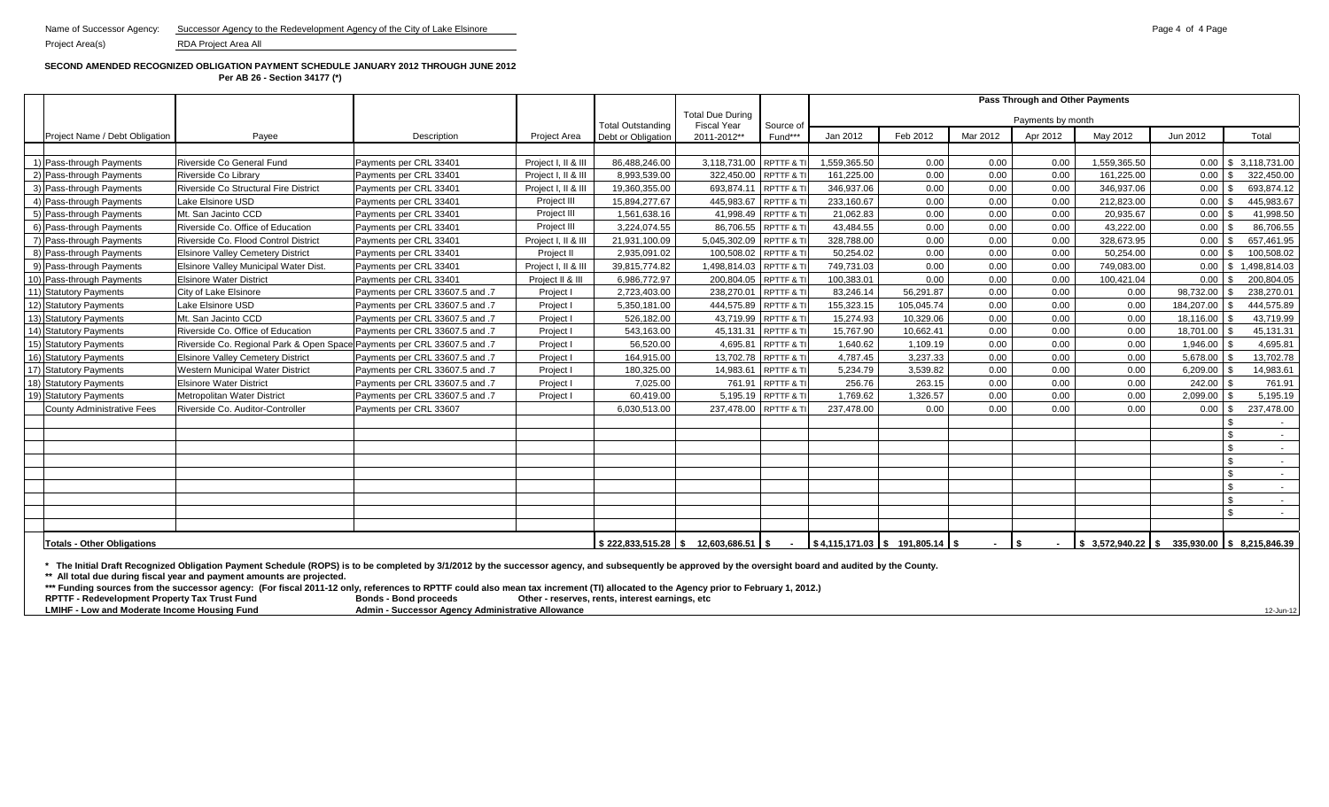Name of Successor Agency: Successor Agency to the Redevelopment Agency of the City of Lake Elsinore

Project Area(s) RDA Project Area All

## SECOND AMENDED RECOGNIZED OBLIGATION PAYMENT SCHEDULE JANUARY 2012 THROUGH JUNE 2012

**Per AB 26 - Section 34177 (*)**

| | | | | | | | Pass Through and Other Payments | | | | | | |
|---|---|---|---|---|---|---|---|---|---|---|---|---|---|
| | | | | | Total Due During | | Payments by month | | | | | | |
| Project Name / Debt Obligation | Payee | Description | Project Area | Total Outstanding Debt or Obligation | Fiscal Year 2011-2012** | Source of Fund*** | Jan 2012 | Feb 2012 | Mar 2012 | Apr 2012 | May 2012 | Jun 2012 | Total |
| 1) Pass-through Payments | Riverside Co General Fund | Payments per CRL 33401 | Project I, II & III | 86,488,246.00 | 3,118,731.00 | RPTTF & TI | 1,559,365.50 | 0.00 | 0.00 | 0.00 | 1,559,365.50 | 0.00 | $ 3,118,731.00 |
| 2) Pass-through Payments | Riverside Co Library | Payments per CRL 33401 | Project I, II & III | 8,993,539.00 | 322,450.00 | RPTTF & TI | 161,225.00 | 0.00 | 0.00 | 0.00 | 161,225.00 | 0.00 | $ 322,450.00 |
| 3) Pass-through Payments | Riverside Co Structural Fire District | Payments per CRL 33401 | Project I, II & III | 19,360,355.00 | 693,874.11 | RPTTF & TI | 346,937.06 | 0.00 | 0.00 | 0.00 | 346,937.06 | 0.00 | $ 693,874.12 |
| 4) Pass-through Payments | Lake Elsinore USD | Payments per CRL 33401 | Project III | 15,894,277.67 | 445,983.67 | RPTTF & TI | 233,160.67 | 0.00 | 0.00 | 0.00 | 212,823.00 | 0.00 | $ 445,983.67 |
| 5) Pass-through Payments | Mt. San Jacinto CCD | Payments per CRL 33401 | Project III | 1,561,638.16 | 41,998.49 | RPTTF & TI | 21,062.83 | 0.00 | 0.00 | 0.00 | 20,935.67 | 0.00 | $ 41,998.50 |
| 6) Pass-through Payments | Riverside Co. Office of Education | Payments per CRL 33401 | Project III | 3,224,074.55 | 86,706.55 | RPTTF & TI | 43,484.55 | 0.00 | 0.00 | 0.00 | 43,222.00 | 0.00 | $ 86,706.55 |
| 7) Pass-through Payments | Riverside Co. Flood Control District | Payments per CRL 33401 | Project I, II & III | 21,931,100.09 | 5,045,302.09 | RPTTF & TI | 328,788.00 | 0.00 | 0.00 | 0.00 | 328,673.95 | 0.00 | $ 657,461.95 |
| 8) Pass-through Payments | Elsinore Valley Cemetery District | Payments per CRL 33401 | Project II | 2,935,091.02 | 100,508.02 | RPTTF & TI | 50,254.02 | 0.00 | 0.00 | 0.00 | 50,254.00 | 0.00 | $ 100,508.02 |
| 9) Pass-through Payments | Elsinore Valley Municipal Water Dist. | Payments per CRL 33401 | Project I, II & III | 39,815,774.82 | 1,498,814.03 | RPTTF & TI | 749,731.03 | 0.00 | 0.00 | 0.00 | 749,083.00 | 0.00 | $ 1,498,814.03 |
| 10) Pass-through Payments | Elsinore Water District | Payments per CRL 33401 | Project II & III | 6,986,772.97 | 200,804.05 | RPTTF & TI | 100,383.01 | 0.00 | 0.00 | 0.00 | 100,421.04 | 0.00 | $ 200,804.05 |
| 11) Statutory Payments | City of Lake Elsinore | Payments per CRL 33607.5 and .7 | Project I | 2,723,403.00 | 238,270.01 | RPTTF & TI | 83,246.14 | 56,291.87 | 0.00 | 0.00 | 0.00 | 98,732.00 | $ 238,270.01 |
| 12) Statutory Payments | Lake Elsinore USD | Payments per CRL 33607.5 and .7 | Project I | 5,350,181.00 | 444,575.89 | RPTTF & TI | 155,323.15 | 105,045.74 | 0.00 | 0.00 | 0.00 | 184,207.00 | $ 444,575.89 |
| 13) Statutory Payments | Mt. San Jacinto CCD | Payments per CRL 33607.5 and .7 | Project I | 526,182.00 | 43,719.99 | RPTTF & TI | 15,274.93 | 10,329.06 | 0.00 | 0.00 | 0.00 | 18,116.00 | $ 43,719.99 |
| 14) Statutory Payments | Riverside Co. Office of Education | Payments per CRL 33607.5 and .7 | Project I | 543,163.00 | 45,131.31 | RPTTF & TI | 15,767.90 | 10,662.41 | 0.00 | 0.00 | 0.00 | 18,701.00 | $ 45,131.31 |
| 15) Statutory Payments | Riverside Co. Regional Park & Open Space | Payments per CRL 33607.5 and .7 | Project I | 56,520.00 | 4,695.81 | RPTTF & TI | 1,640.62 | 1,109.19 | 0.00 | 0.00 | 0.00 | 1,946.00 | $ 4,695.81 |
| 16) Statutory Payments | Elsinore Valley Cemetery District | Payments per CRL 33607.5 and .7 | Project I | 164,915.00 | 13,702.78 | RPTTF & TI | 4,787.45 | 3,237.33 | 0.00 | 0.00 | 0.00 | 5,678.00 | $ 13,702.78 |
| 17) Statutory Payments | Western Municipal Water District | Payments per CRL 33607.5 and .7 | Project I | 180,325.00 | 14,983.61 | RPTTF & TI | 5,234.79 | 3,539.82 | 0.00 | 0.00 | 0.00 | 6,209.00 | $ 14,983.61 |
| 18) Statutory Payments | Elsinore Water District | Payments per CRL 33607.5 and .7 | Project I | 7,025.00 | 761.91 | RPTTF & TI | 256.76 | 263.15 | 0.00 | 0.00 | 0.00 | 242.00 | $ 761.91 |
| 19) Statutory Payments | Metropolitan Water District | Payments per CRL 33607.5 and .7 | Project I | 60,419.00 | 5,195.19 | RPTTF & TI | 1,769.62 | 1,326.57 | 0.00 | 0.00 | 0.00 | 2,099.00 | $ 5,195.19 |
| County Administrative Fees | Riverside Co. Auditor-Controller | Payments per CRL 33607 | | 6,030,513.00 | 237,478.00 | RPTTF & TI | 237,478.00 | 0.00 | 0.00 | 0.00 | 0.00 | 0.00 | $ 237,478.00 |
| | | | | | | | | | | | | | $ - |
| | | | | | | | | | | | | | $ - |
| | | | | | | | | | | | | | $ - |
| | | | | | | | | | | | | | $ - |
| | | | | | | | | | | | | | $ - |
| | | | | | | | | | | | | | $ - |
| | | | | | | | | | | | | | $ - |
| | | | | | | | | | | | | | $ - |
| **Totals - Other Obligations** | | | | $ 222,833,515.28 | $ 12,603,686.51 | $ - | $ 4,115,171.03 | $ 191,805.14 | $ - | $ - | $ 3,572,940.22 | $ 335,930.00 | $ 8,215,846.39 |

**\* The Initial Draft Recognized Obligation Payment Schedule (ROPS) is to be completed by 3/1/2012 by the successor agency, and subsequently be approved by the oversight board and audited by the County.**

**\*\* All total due during fiscal year and payment amounts are projected.**

**\*\*\* Funding sources from the successor agency: (For fiscal 2011-12 only, references to RPTTF could also mean tax increment (TI) allocated to the Agency prior to February 1, 2012.)**

**RPTTF - Redevelopment Property Tax Trust Fund** | **Bonds - Bond proceeds** | **Other - reserves, rents, interest earnings, etc**

**LMIHF - Low and Moderate Income Housing Fund** | **Admin - Successor Agency Administrative Allowance**

12-Jun-12